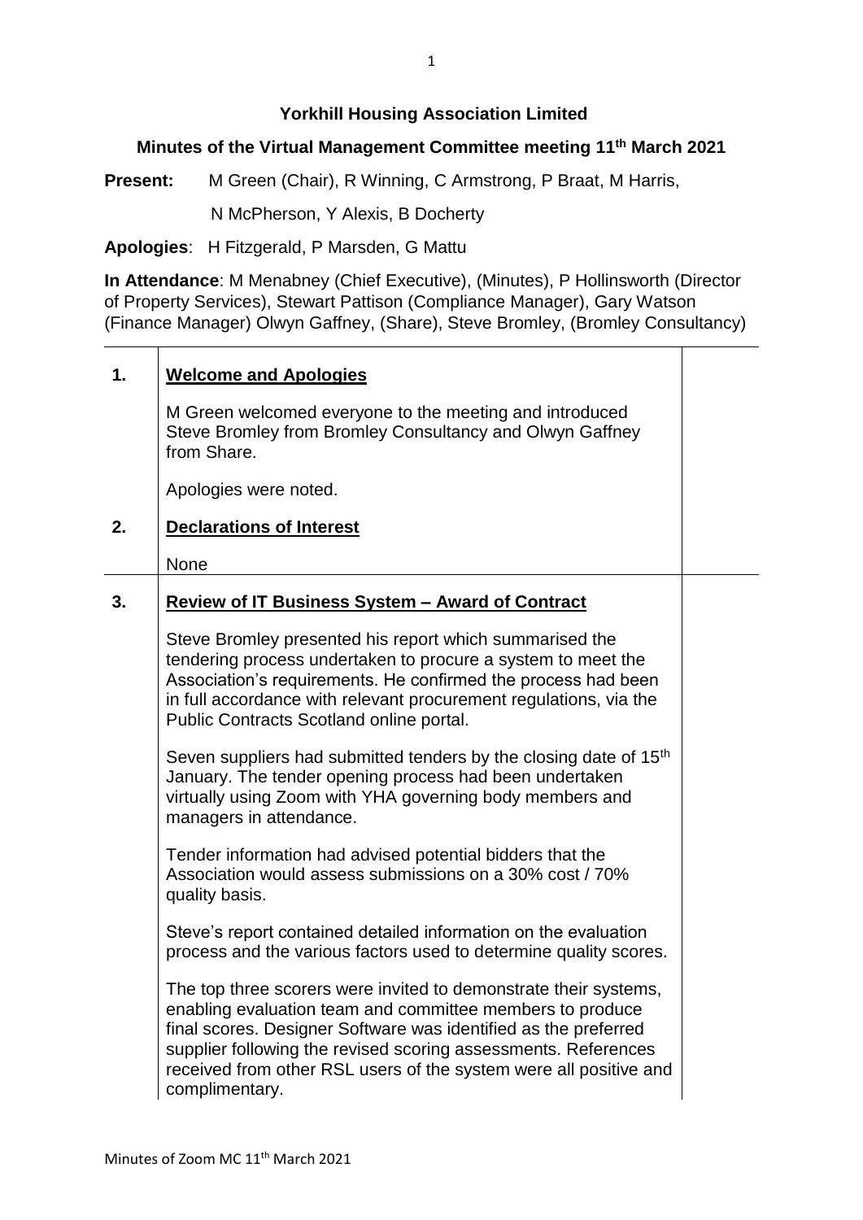**Yorkhill Housing Association Limited**

**Minutes of the Virtual Management Committee meeting 11th March 2021**

**Present:** M Green (Chair), R Winning, C Armstrong, P Braat, M Harris, N McPherson, Y Alexis, B Docherty

**Apologies**: H Fitzgerald, P Marsden, G Mattu

**In Attendance**: M Menabney (Chief Executive), (Minutes), P Hollinsworth (Director of Property Services), Stewart Pattison (Compliance Manager), Gary Watson (Finance Manager) Olwyn Gaffney, (Share), Steve Bromley, (Bromley Consultancy)

**1. Welcome and Apologies**

M Green welcomed everyone to the meeting and introduced Steve Bromley from Bromley Consultancy and Olwyn Gaffney from Share.

Apologies were noted.

**2. Declarations of Interest**

None

**3. Review of IT Business System – Award of Contract**

Steve Bromley presented his report which summarised the tendering process undertaken to procure a system to meet the Association's requirements. He confirmed the process had been in full accordance with relevant procurement regulations, via the Public Contracts Scotland online portal.

Seven suppliers had submitted tenders by the closing date of 15th January. The tender opening process had been undertaken virtually using Zoom with YHA governing body members and managers in attendance.

Tender information had advised potential bidders that the Association would assess submissions on a 30% cost / 70% quality basis.

Steve's report contained detailed information on the evaluation process and the various factors used to determine quality scores.

The top three scorers were invited to demonstrate their systems, enabling evaluation team and committee members to produce final scores. Designer Software was identified as the preferred supplier following the revised scoring assessments. References received from other RSL users of the system were all positive and complimentary.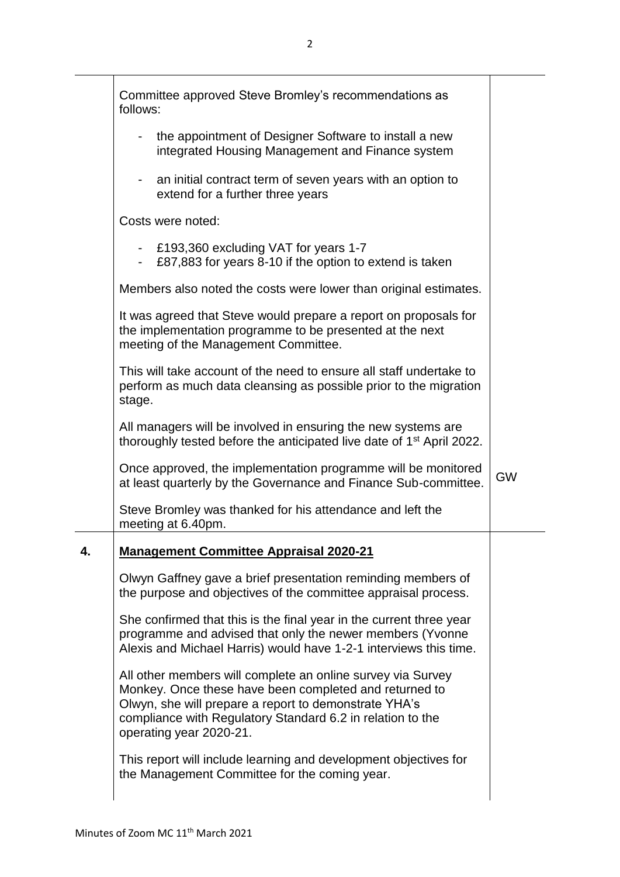| | | |
|---|---|---|
| | Committee approved Steve Bromley's recommendations as follows:<br><br>- the appointment of Designer Software to install a new integrated Housing Management and Finance system<br>- an initial contract term of seven years with an option to extend for a further three years<br><br>Costs were noted:<br><br>- £193,360 excluding VAT for years 1-7<br>- £87,883 for years 8-10 if the option to extend is taken<br><br>Members also noted the costs were lower than original estimates.<br><br>It was agreed that Steve would prepare a report on proposals for the implementation programme to be presented at the next meeting of the Management Committee.<br><br>This will take account of the need to ensure all staff undertake to perform as much data cleansing as possible prior to the migration stage.<br><br>All managers will be involved in ensuring the new systems are thoroughly tested before the anticipated live date of 1st April 2022.<br><br>Once approved, the implementation programme will be monitored at least quarterly by the Governance and Finance Sub-committee.<br><br>Steve Bromley was thanked for his attendance and left the meeting at 6.40pm. | GW |
| **4.** | **Management Committee Appraisal 2020-21**<br><br>Olwyn Gaffney gave a brief presentation reminding members of the purpose and objectives of the committee appraisal process.<br><br>She confirmed that this is the final year in the current three year programme and advised that only the newer members (Yvonne Alexis and Michael Harris) would have 1-2-1 interviews this time.<br><br>All other members will complete an online survey via Survey Monkey. Once these have been completed and returned to Olwyn, she will prepare a report to demonstrate YHA's compliance with Regulatory Standard 6.2 in relation to the operating year 2020-21.<br><br>This report will include learning and development objectives for the Management Committee for the coming year. | |

Minutes of Zoom MC 11th March 2021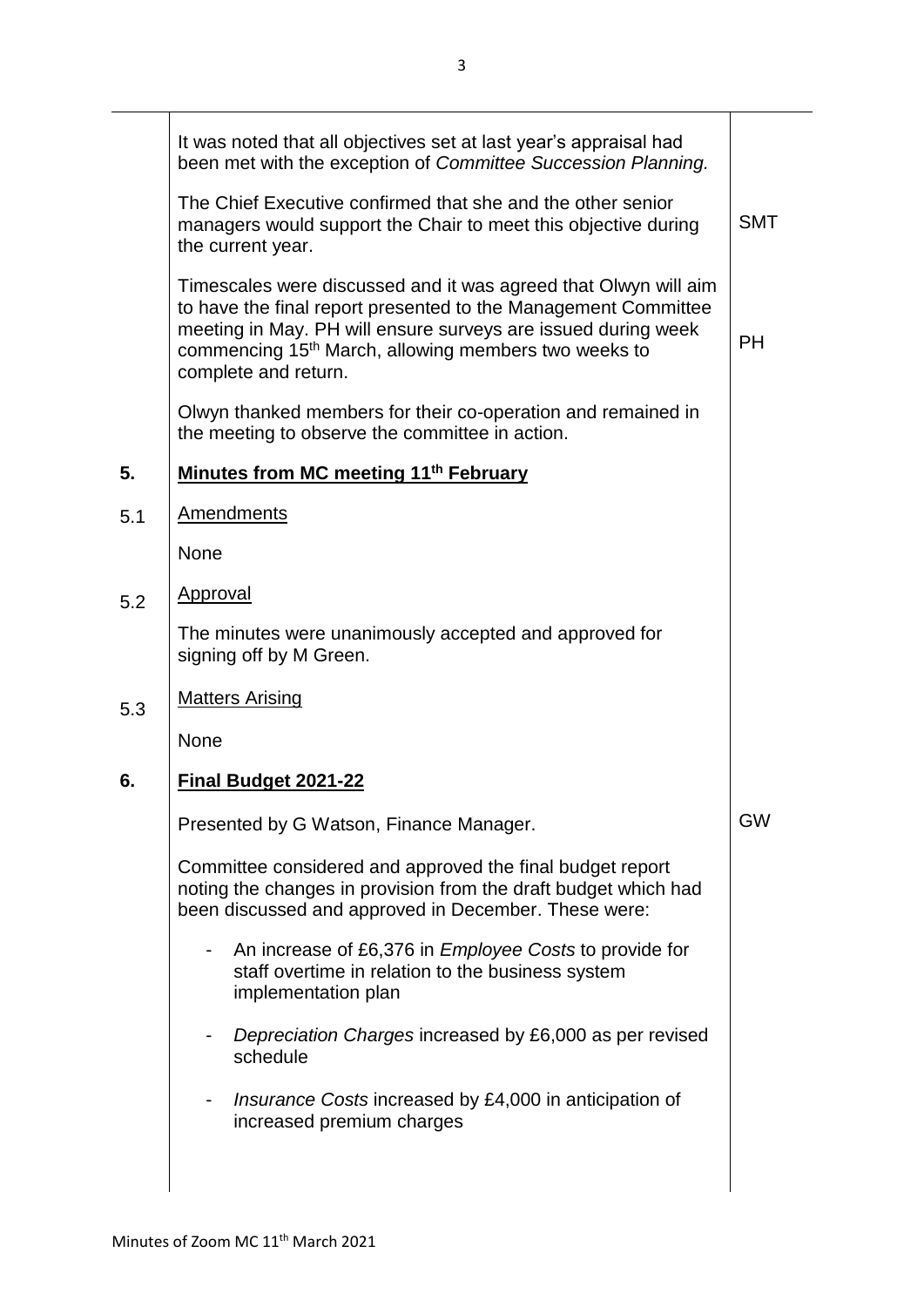| | | |
|---|---|---|
| | It was noted that all objectives set at last year's appraisal had been met with the exception of *Committee Succession Planning.* | |
| | The Chief Executive confirmed that she and the other senior managers would support the Chair to meet this objective during the current year. | SMT |
| | Timescales were discussed and it was agreed that Olwyn will aim to have the final report presented to the Management Committee meeting in May. PH will ensure surveys are issued during week commencing 15th March, allowing members two weeks to complete and return. | PH |
| | Olwyn thanked members for their co-operation and remained in the meeting to observe the committee in action. | |
| **5.** | **Minutes from MC meeting 11th February** | |
| 5.1 | Amendments | |
| | None | |
| 5.2 | Approval | |
| | The minutes were unanimously accepted and approved for signing off by M Green. | |
| 5.3 | Matters Arising | |
| | None | |
| **6.** | **Final Budget 2021-22** | |
| | Presented by G Watson, Finance Manager. | GW |
| | Committee considered and approved the final budget report noting the changes in provision from the draft budget which had been discussed and approved in December. These were: | |
| | - An increase of £6,376 in *Employee Costs* to provide for staff overtime in relation to the business system implementation plan | |
| | - *Depreciation Charges* increased by £6,000 as per revised schedule | |
| | - *Insurance Costs* increased by £4,000 in anticipation of increased premium charges | |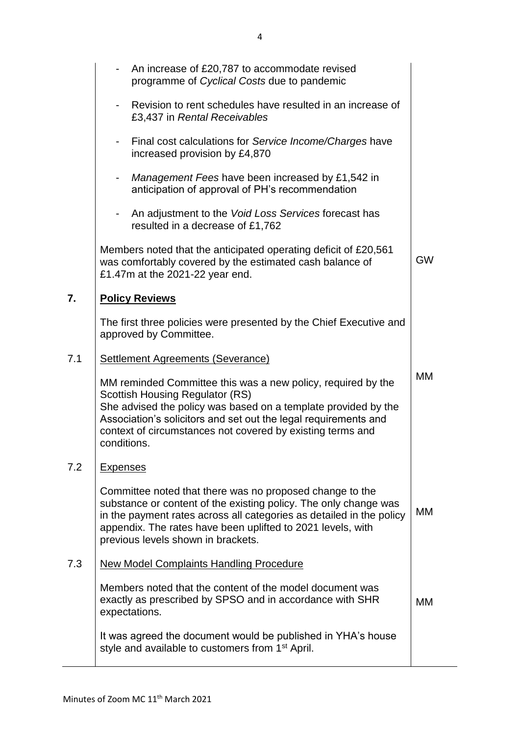| | | |
|---|---|---|
| | - An increase of £20,787 to accommodate revised programme of *Cyclical Costs* due to pandemic<br><br>- Revision to rent schedules have resulted in an increase of £3,437 in *Rental Receivables*<br><br>- Final cost calculations for *Service Income/Charges* have increased provision by £4,870<br><br>- *Management Fees* have been increased by £1,542 in anticipation of approval of PH's recommendation<br><br>- An adjustment to the *Void Loss Services* forecast has resulted in a decrease of £1,762<br><br>Members noted that the anticipated operating deficit of £20,561 was comfortably covered by the estimated cash balance of £1.47m at the 2021-22 year end. | GW |
| **7.** | **Policy Reviews**<br><br>The first three policies were presented by the Chief Executive and approved by Committee. | |
| 7.1 | Settlement Agreements (Severance)<br><br>MM reminded Committee this was a new policy, required by the Scottish Housing Regulator (RS)<br>She advised the policy was based on a template provided by the Association's solicitors and set out the legal requirements and context of circumstances not covered by existing terms and conditions. | MM |
| 7.2 | Expenses<br><br>Committee noted that there was no proposed change to the substance or content of the existing policy. The only change was in the payment rates across all categories as detailed in the policy appendix. The rates have been uplifted to 2021 levels, with previous levels shown in brackets. | MM |
| 7.3 | New Model Complaints Handling Procedure<br><br>Members noted that the content of the model document was exactly as prescribed by SPSO and in accordance with SHR expectations.<br><br>It was agreed the document would be published in YHA's house style and available to customers from 1st April. | MM |

Minutes of Zoom MC 11th March 2021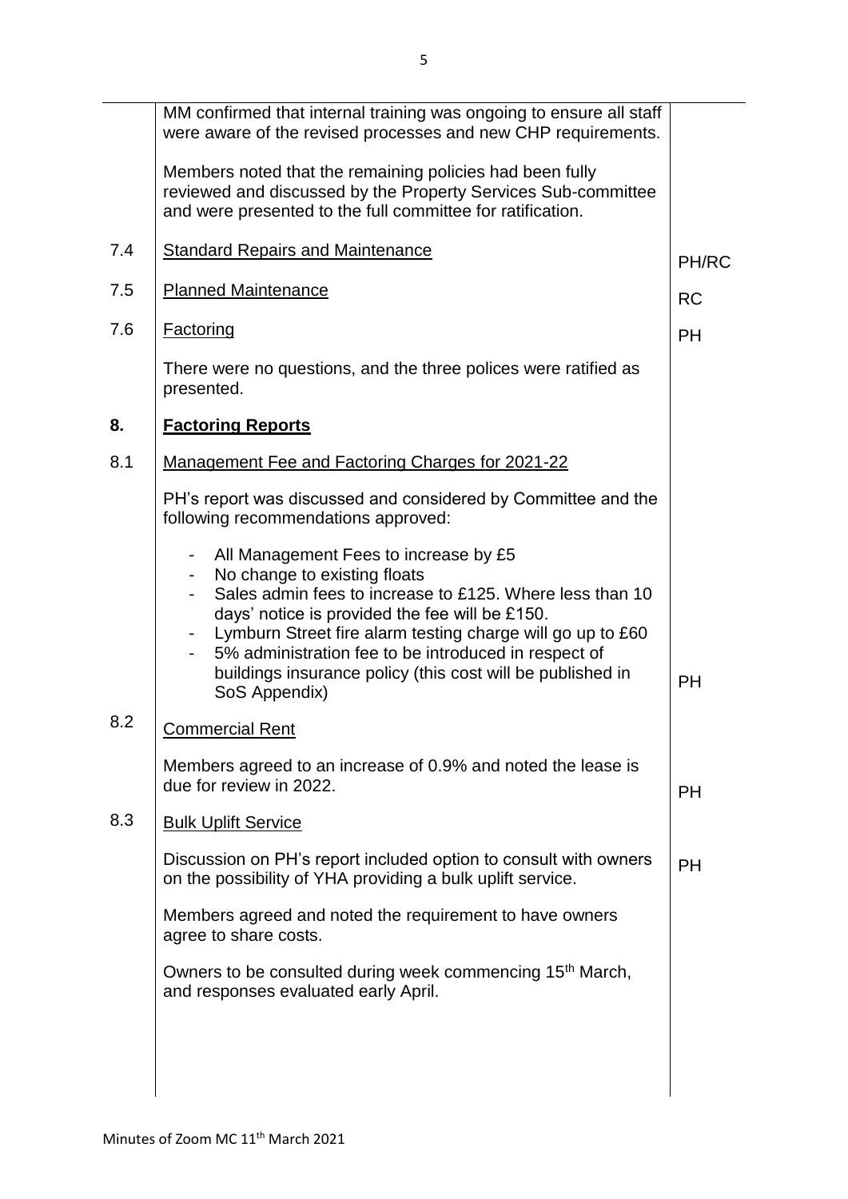| | | |
|---|---|---|
| | MM confirmed that internal training was ongoing to ensure all staff were aware of the revised processes and new CHP requirements.<br><br>Members noted that the remaining policies had been fully reviewed and discussed by the Property Services Sub-committee and were presented to the full committee for ratification. | |
| 7.4 | <u>Standard Repairs and Maintenance</u> | PH/RC |
| 7.5 | <u>Planned Maintenance</u> | RC |
| 7.6 | <u>Factoring</u> | PH |
| | There were no questions, and the three polices were ratified as presented. | |
| **8.** | **<u>Factoring Reports</u>** | |
| 8.1 | <u>Management Fee and Factoring Charges for 2021-22</u><br><br>PH's report was discussed and considered by Committee and the following recommendations approved:<br><br>- All Management Fees to increase by £5<br>- No change to existing floats<br>- Sales admin fees to increase to £125. Where less than 10 days' notice is provided the fee will be £150.<br>- Lymburn Street fire alarm testing charge will go up to £60<br>- 5% administration fee to be introduced in respect of buildings insurance policy (this cost will be published in SoS Appendix) | PH |
| 8.2 | <u>Commercial Rent</u><br><br>Members agreed to an increase of 0.9% and noted the lease is due for review in 2022. | PH |
| 8.3 | <u>Bulk Uplift Service</u><br><br>Discussion on PH's report included option to consult with owners on the possibility of YHA providing a bulk uplift service.<br><br>Members agreed and noted the requirement to have owners agree to share costs.<br><br>Owners to be consulted during week commencing 15th March, and responses evaluated early April. | PH |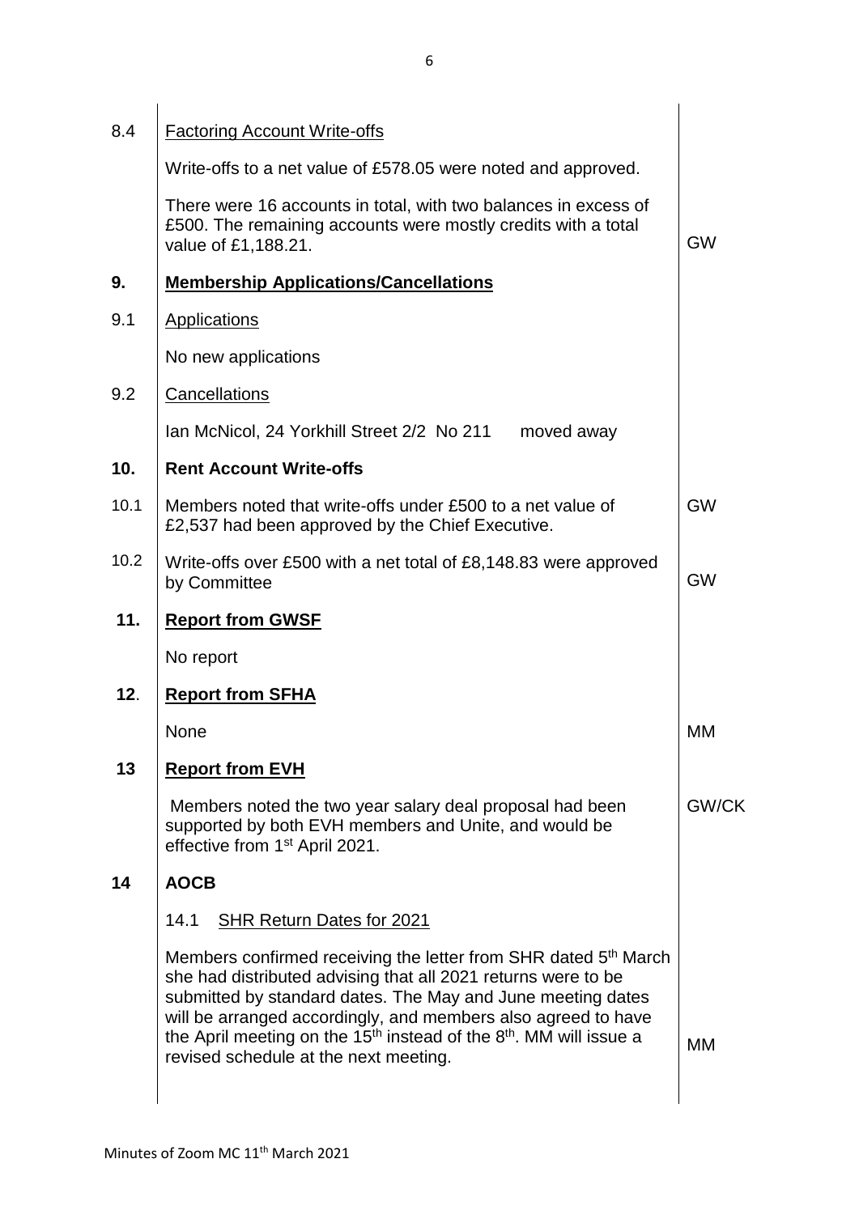| | | |
|---|---|---|
| 8.4 | Factoring Account Write-offs | |
| | Write-offs to a net value of £578.05 were noted and approved. | |
| | There were 16 accounts in total, with two balances in excess of £500. The remaining accounts were mostly credits with a total value of £1,188.21. | GW |
| **9.** | **Membership Applications/Cancellations** | |
| 9.1 | Applications | |
| | No new applications | |
| 9.2 | Cancellations | |
| | Ian McNicol, 24 Yorkhill Street 2/2 No 211 moved away | |
| **10.** | **Rent Account Write-offs** | |
| 10.1 | Members noted that write-offs under £500 to a net value of £2,537 had been approved by the Chief Executive. | GW |
| 10.2 | Write-offs over £500 with a net total of £8,148.83 were approved by Committee | GW |
| **11.** | **Report from GWSF** | |
| | No report | |
| **12**. | **Report from SFHA** | |
| | None | MM |
| **13** | **Report from EVH** | |
| | Members noted the two year salary deal proposal had been supported by both EVH members and Unite, and would be effective from 1st April 2021. | GW/CK |
| **14** | **AOCB** | |
| | 14.1 SHR Return Dates for 2021 | |
| | Members confirmed receiving the letter from SHR dated 5th March she had distributed advising that all 2021 returns were to be submitted by standard dates. The May and June meeting dates will be arranged accordingly, and members also agreed to have the April meeting on the 15th instead of the 8th. MM will issue a revised schedule at the next meeting. | MM |

Minutes of Zoom MC 11th March 2021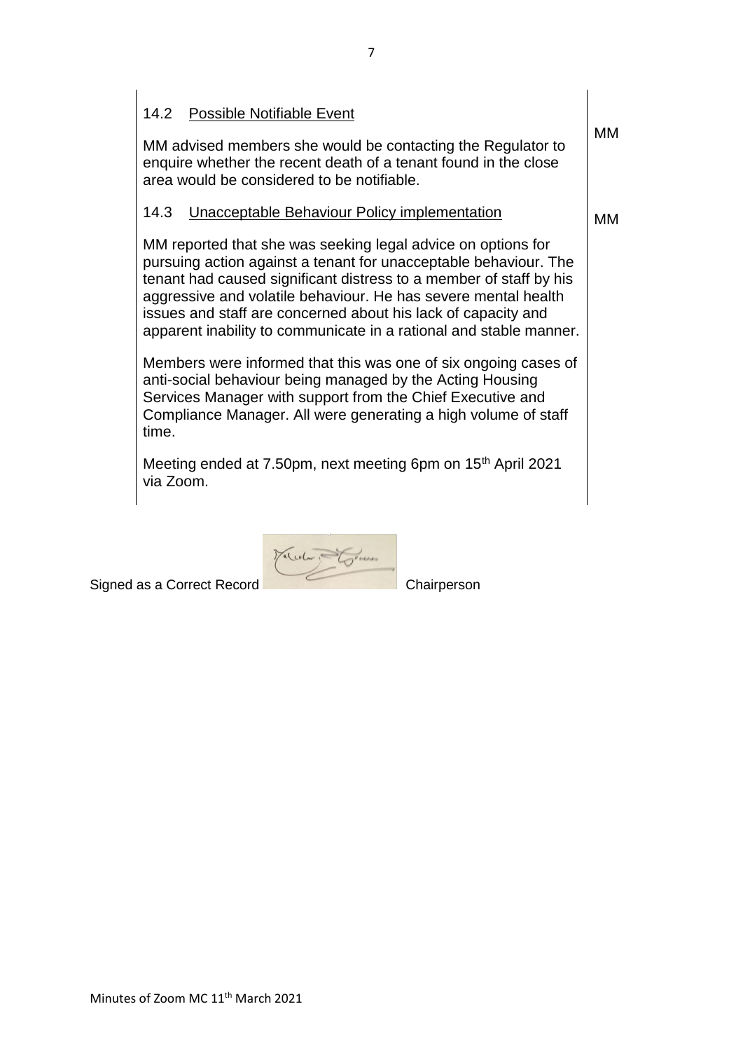### 14.2 Possible Notifiable Event

MM advised members she would be contacting the Regulator to enquire whether the recent death of a tenant found in the close area would be considered to be notifiable.

MM

### 14.3 Unacceptable Behaviour Policy implementation

MM

MM reported that she was seeking legal advice on options for pursuing action against a tenant for unacceptable behaviour. The tenant had caused significant distress to a member of staff by his aggressive and volatile behaviour. He has severe mental health issues and staff are concerned about his lack of capacity and apparent inability to communicate in a rational and stable manner.

Members were informed that this was one of six ongoing cases of anti-social behaviour being managed by the Acting Housing Services Manager with support from the Chief Executive and Compliance Manager. All were generating a high volume of staff time.

Meeting ended at 7.50pm, next meeting 6pm on 15th April 2021 via Zoom.

Signed as a Correct Record Chairperson